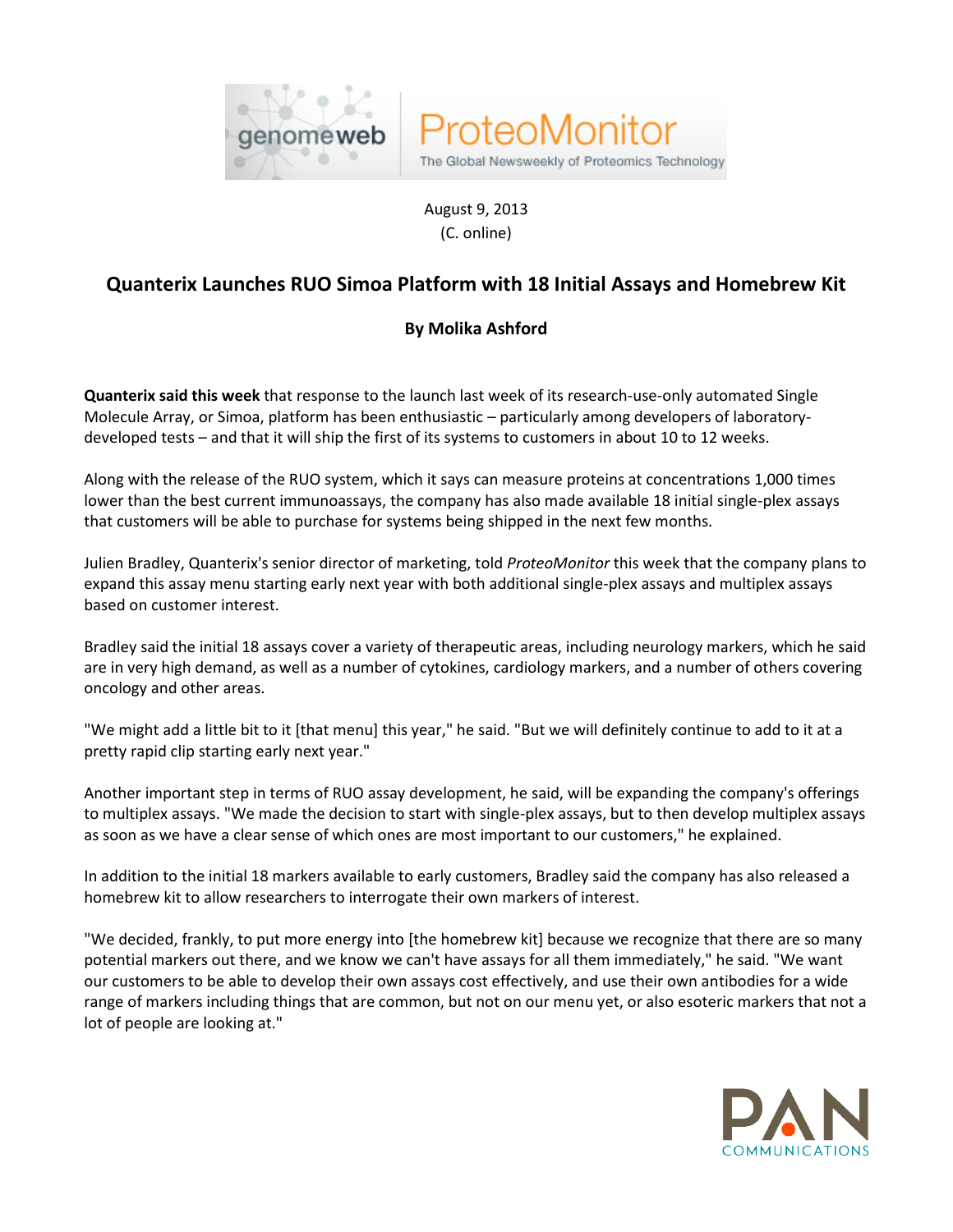genomeweb ProteoMonitor

The Global Newsweekly of Proteomics Technology

August 9, 2013
(C. online)

# Quanterix Launches RUO Simoa Platform with 18 Initial Assays and Homebrew Kit

**By Molika Ashford**

**Quanterix said this week** that response to the launch last week of its research-use-only automated Single Molecule Array, or Simoa, platform has been enthusiastic – particularly among developers of laboratory-developed tests – and that it will ship the first of its systems to customers in about 10 to 12 weeks.

Along with the release of the RUO system, which it says can measure proteins at concentrations 1,000 times lower than the best current immunoassays, the company has also made available 18 initial single-plex assays that customers will be able to purchase for systems being shipped in the next few months.

Julien Bradley, Quanterix's senior director of marketing, told *ProteoMonitor* this week that the company plans to expand this assay menu starting early next year with both additional single-plex assays and multiplex assays based on customer interest.

Bradley said the initial 18 assays cover a variety of therapeutic areas, including neurology markers, which he said are in very high demand, as well as a number of cytokines, cardiology markers, and a number of others covering oncology and other areas.

"We might add a little bit to it [that menu] this year," he said. "But we will definitely continue to add to it at a pretty rapid clip starting early next year."

Another important step in terms of RUO assay development, he said, will be expanding the company's offerings to multiplex assays. "We made the decision to start with single-plex assays, but to then develop multiplex assays as soon as we have a clear sense of which ones are most important to our customers," he explained.

In addition to the initial 18 markers available to early customers, Bradley said the company has also released a homebrew kit to allow researchers to interrogate their own markers of interest.

"We decided, frankly, to put more energy into [the homebrew kit] because we recognize that there are so many potential markers out there, and we know we can't have assays for all them immediately," he said. "We want our customers to be able to develop their own assays cost effectively, and use their own antibodies for a wide range of markers including things that are common, but not on our menu yet, or also esoteric markers that not a lot of people are looking at."

PAN COMMUNICATIONS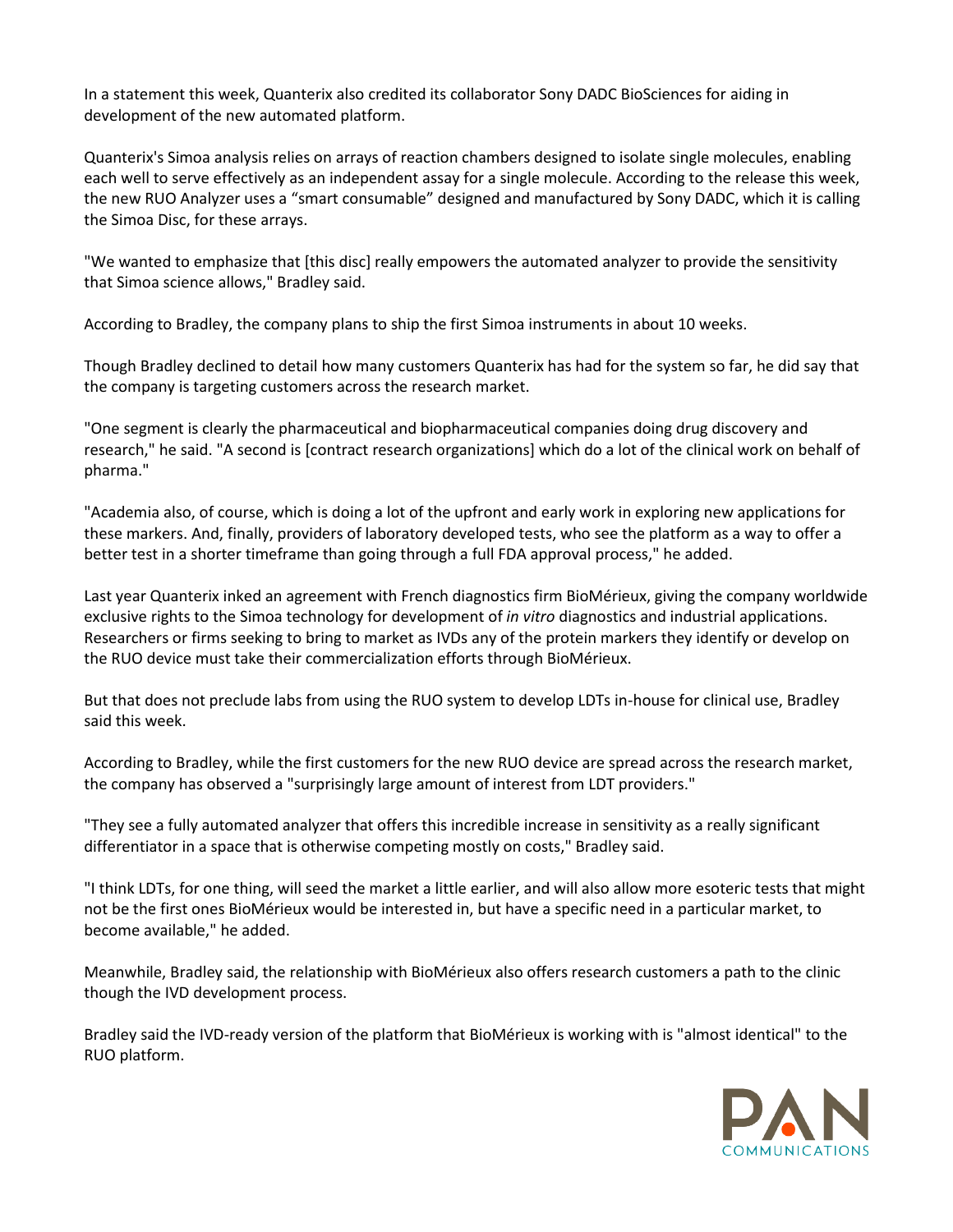In a statement this week, Quanterix also credited its collaborator Sony DADC BioSciences for aiding in development of the new automated platform.

Quanterix's Simoa analysis relies on arrays of reaction chambers designed to isolate single molecules, enabling each well to serve effectively as an independent assay for a single molecule. According to the release this week, the new RUO Analyzer uses a "smart consumable" designed and manufactured by Sony DADC, which it is calling the Simoa Disc, for these arrays.

"We wanted to emphasize that [this disc] really empowers the automated analyzer to provide the sensitivity that Simoa science allows," Bradley said.

According to Bradley, the company plans to ship the first Simoa instruments in about 10 weeks.

Though Bradley declined to detail how many customers Quanterix has had for the system so far, he did say that the company is targeting customers across the research market.

"One segment is clearly the pharmaceutical and biopharmaceutical companies doing drug discovery and research," he said. "A second is [contract research organizations] which do a lot of the clinical work on behalf of pharma."

"Academia also, of course, which is doing a lot of the upfront and early work in exploring new applications for these markers. And, finally, providers of laboratory developed tests, who see the platform as a way to offer a better test in a shorter timeframe than going through a full FDA approval process," he added.

Last year Quanterix inked an agreement with French diagnostics firm BioMérieux, giving the company worldwide exclusive rights to the Simoa technology for development of *in vitro* diagnostics and industrial applications. Researchers or firms seeking to bring to market as IVDs any of the protein markers they identify or develop on the RUO device must take their commercialization efforts through BioMérieux.

But that does not preclude labs from using the RUO system to develop LDTs in-house for clinical use, Bradley said this week.

According to Bradley, while the first customers for the new RUO device are spread across the research market, the company has observed a "surprisingly large amount of interest from LDT providers."

"They see a fully automated analyzer that offers this incredible increase in sensitivity as a really significant differentiator in a space that is otherwise competing mostly on costs," Bradley said.

"I think LDTs, for one thing, will seed the market a little earlier, and will also allow more esoteric tests that might not be the first ones BioMérieux would be interested in, but have a specific need in a particular market, to become available," he added.

Meanwhile, Bradley said, the relationship with BioMérieux also offers research customers a path to the clinic though the IVD development process.

Bradley said the IVD-ready version of the platform that BioMérieux is working with is "almost identical" to the RUO platform.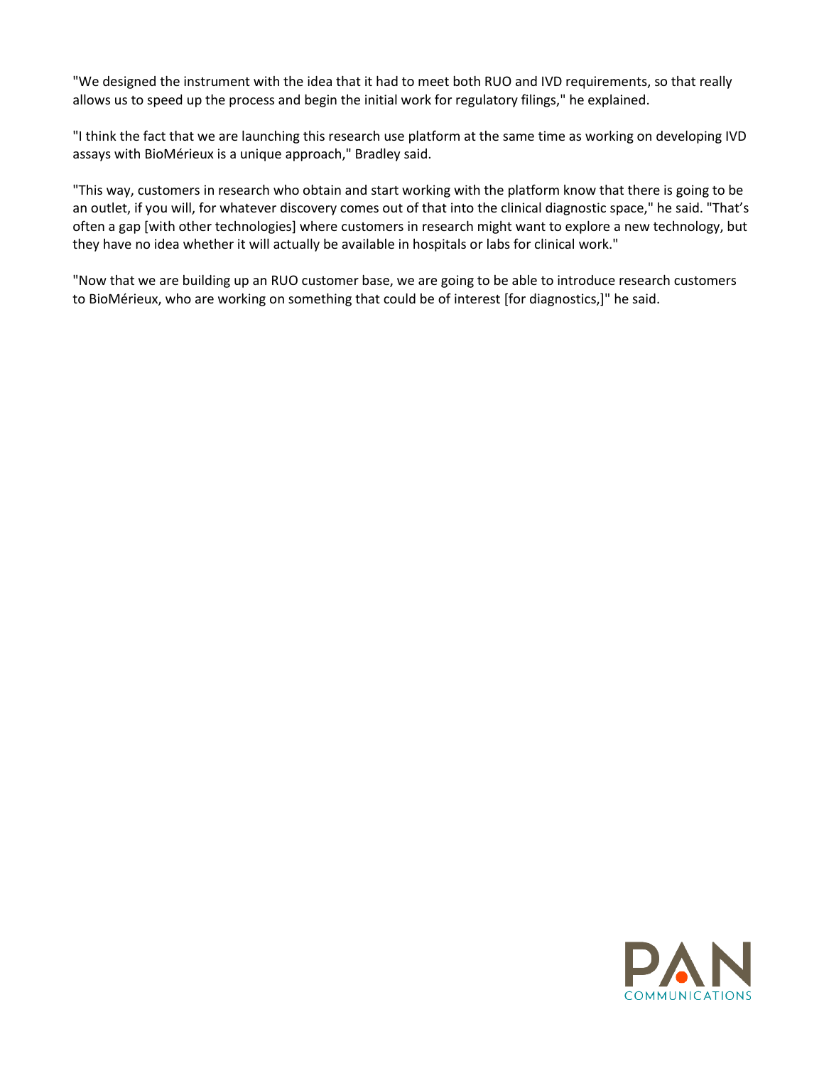"We designed the instrument with the idea that it had to meet both RUO and IVD requirements, so that really allows us to speed up the process and begin the initial work for regulatory filings," he explained.

"I think the fact that we are launching this research use platform at the same time as working on developing IVD assays with BioMérieux is a unique approach," Bradley said.

"This way, customers in research who obtain and start working with the platform know that there is going to be an outlet, if you will, for whatever discovery comes out of that into the clinical diagnostic space," he said. "That's often a gap [with other technologies] where customers in research might want to explore a new technology, but they have no idea whether it will actually be available in hospitals or labs for clinical work."

"Now that we are building up an RUO customer base, we are going to be able to introduce research customers to BioMérieux, who are working on something that could be of interest [for diagnostics,]" he said.